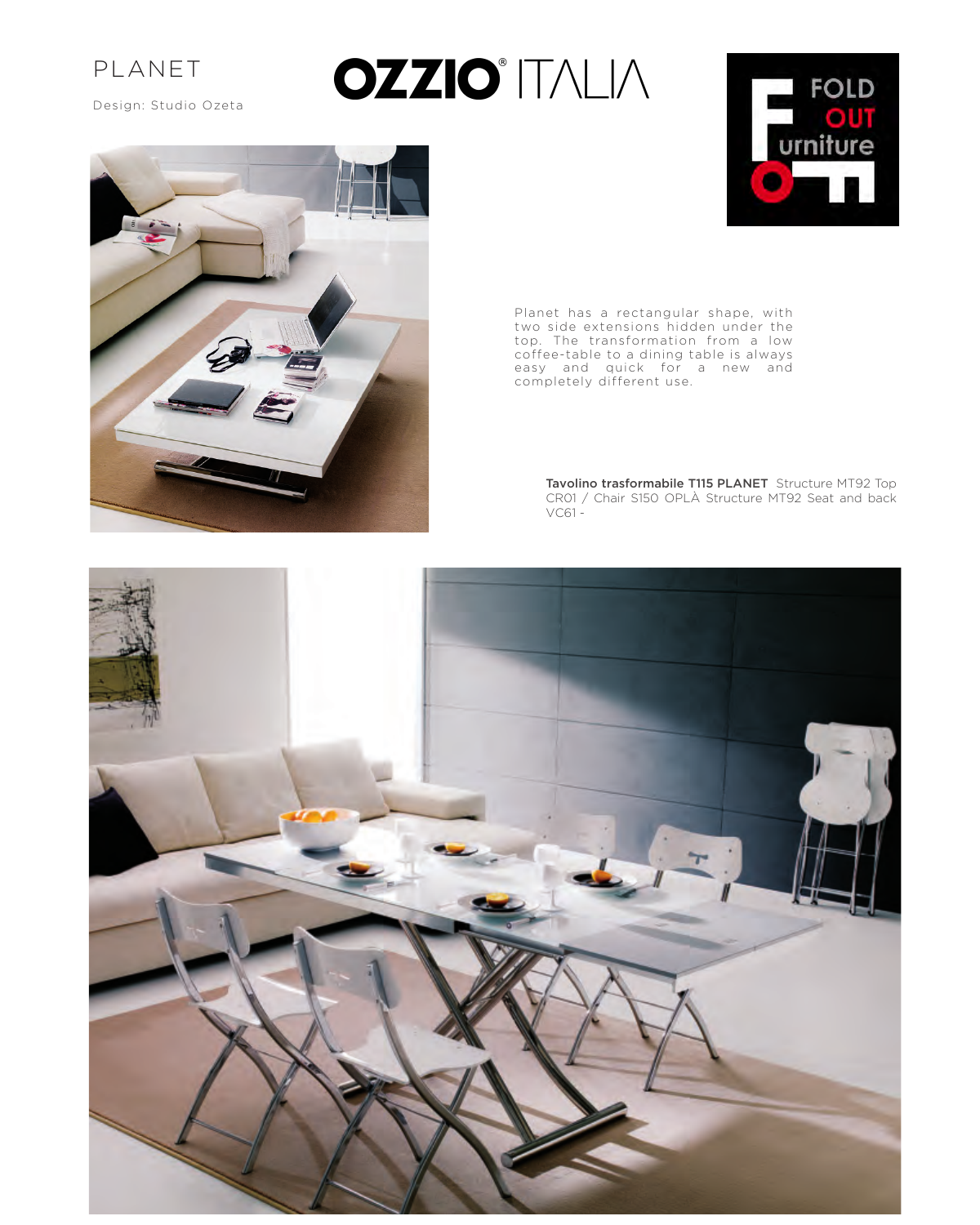# PLANET

Design: Studio Ozeta

OZZIO® ITALIA

FOLD OUT urniture

Planet has a rectangular shape, with two side extensions hidden under the top. The transformation from a low coffee-table to a dining table is always easy and quick for a new and completely different use.

**Tavolino trasformabile T115 PLANET** Structure MT92 Top CR01 / Chair S150 OPLÀ Structure MT92 Seat and back VC61 -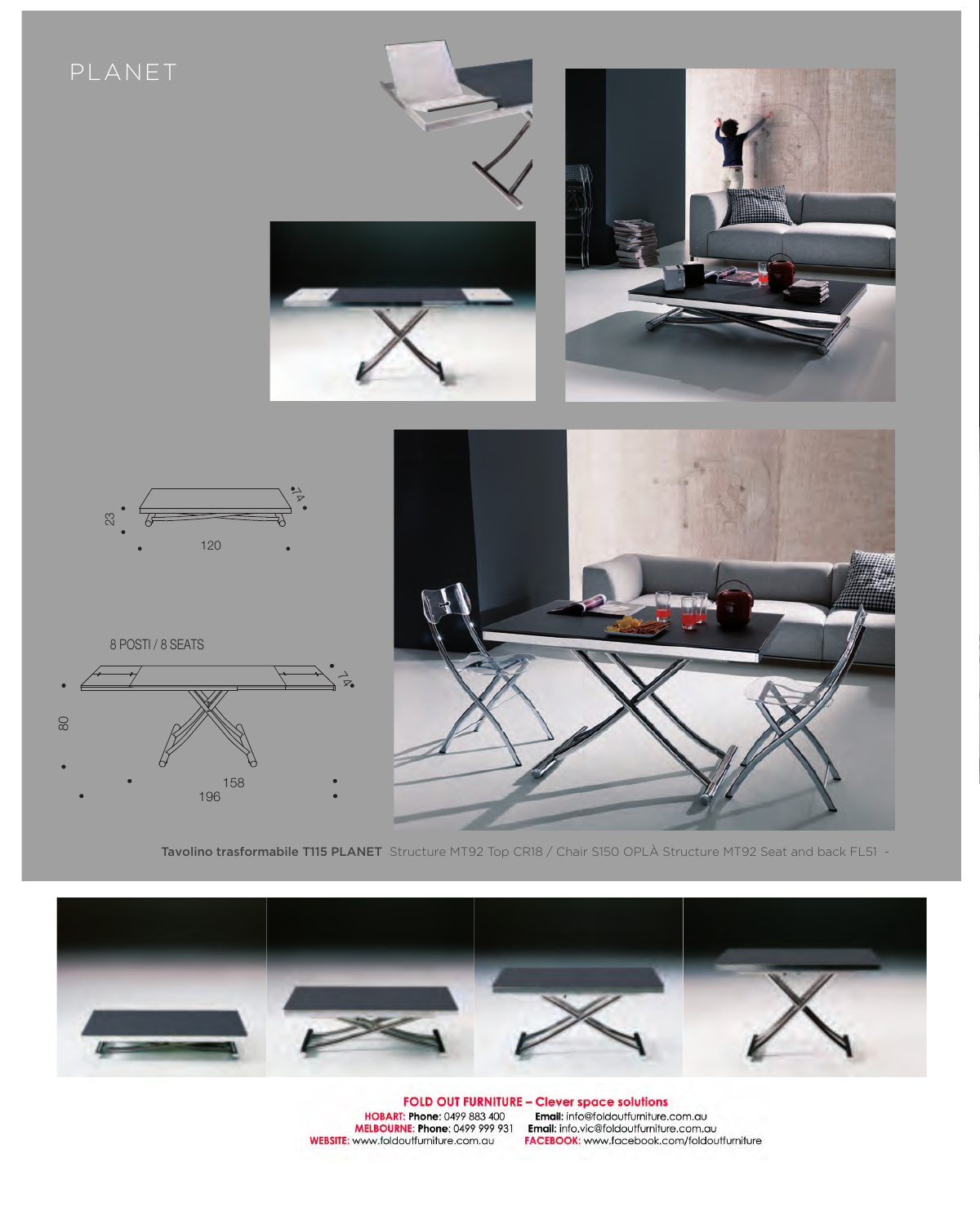# PLANET

23

120

74

8 POSTI / 8 SEATS

80

158

196

74

**Tavolino trasformabile T115 PLANET** Structure MT92 Top CR18 / Chair S150 OPLÀ Structure MT92 Seat and back FL51 -

**FOLD OUT FURNITURE – Clever space solutions**

**HOBART: Phone:** 0499 883 400 **Email:** info@foldoutfurniture.com.au

**MELBOURNE: Phone:** 0499 999 931 **Email:** info.vic@foldoutfurniture.com.au

**WEBSITE:** www.foldoutfurniture.com.au **FACEBOOK:** www.facebook.com/foldoutfurniture